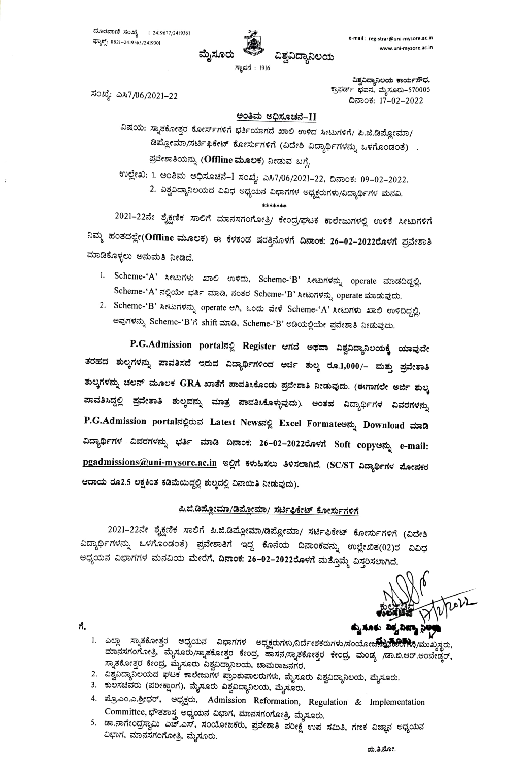ದೂರವಾಣಿ ಸಂಖ್ಯೆ : 2419677/2419361
ಫ್ಯಾಕ್ಸ್: 0821-2419363/2419301

e-mail : registrar@uni-mysore.ac.in
www.uni-mysore.ac.in

# ಮೈಸೂರು ವಿಶ್ವವಿದ್ಯಾನಿಲಯ

ಸ್ಥಾಪನೆ : 1916

ವಿಶ್ವವಿದ್ಯಾನಿಲಯ ಕಾರ್ಯಸೌಧ,
ಕ್ರಾಫರ್ಡ್ ಭವನ, ಮೈಸೂರು-570005
ದಿನಾಂಕ: 17-02-2022

ಸಂಖ್ಯೆ: ಎಸಿ7/06/2021-22

## ಅಂತಿಮ ಅಧಿಸೂಚನೆ-II

ವಿಷಯ: ಸ್ನಾತಕೋತ್ತರ ಕೋರ್ಸ್‌ಗಳಿಗೆ ಭರ್ತಿಯಾಗದೆ ಖಾಲಿ ಉಳಿದ ಸೀಟುಗಳಿಗೆ/ ಪಿ.ಜಿ.ಡಿಪ್ಲೋಮಾ/ ಡಿಪ್ಲೋಮಾ/ಸರ್ಟಿಫಿಕೇಟ್ ಕೋರ್ಸುಗಳಿಗೆ (ವಿದೇಶಿ ವಿದ್ಯಾರ್ಥಿಗಳನ್ನು ಒಳಗೊಂಡಂತೆ) . ಪ್ರವೇಶಾತಿಯನ್ನು (**Offline ಮೂಲಕ**) ನೀಡುವ ಬಗ್ಗೆ.

ಉಲ್ಲೇಖ: 1. ಅಂತಿಮ ಅಧಿಸೂಚನೆ-I ಸಂಖ್ಯೆ: ಎಸಿ7/06/2021-22, ದಿನಾಂಕ: 09-02-2022.
2. ವಿಶ್ವವಿದ್ಯಾನಿಲಯದ ವಿವಿಧ ಅಧ್ಯಯನ ವಿಭಾಗಗಳ ಅಧ್ಯಕ್ಷರುಗಳು/ವಿದ್ಯಾರ್ಥಿಗಳ ಮನವಿ.

\*\*\*\*\*\*\*

2021-22ನೇ ಶೈಕ್ಷಣಿಕ ಸಾಲಿಗೆ ಮಾನಸಗಂಗೋತ್ರಿ/ ಕೇಂದ್ರ/ಘಟಕ ಕಾಲೇಜುಗಳಲ್ಲಿ ಉಳಿಕೆ ಸೀಟುಗಳಿಗೆ ನಿಮ್ಮ ಹಂತದಲ್ಲೇ(**Offline ಮೂಲಕ**) ಈ ಕೆಳಕಂಡ ಷರತ್ತಿನೊಳಗೆ **ದಿನಾಂಕ: 26-02-2022ರೊಳಗೆ** ಪ್ರವೇಶಾತಿ ಮಾಡಿಕೊಳ್ಳಲು ಅನುಮತಿ ನೀಡಿದೆ.

1. Scheme-'A' ಸೀಟುಗಳು ಖಾಲಿ ಉಳಿದು, Scheme-'B' ಸೀಟುಗಳನ್ನು operate ಮಾಡದಿದ್ದಲ್ಲಿ, Scheme-'A' ನಲ್ಲಿಯೇ ಭರ್ತಿ ಮಾಡಿ, ನಂತರ Scheme-'B' ಸೀಟುಗಳನ್ನು operate ಮಾಡುವುದು.
2. Scheme-'B' ಸೀಟುಗಳನ್ನು operate ಆಗಿ, ಒಂದು ವೇಳೆ Scheme-'A' ಸೀಟುಗಳು ಖಾಲಿ ಉಳಿದಿದ್ದಲ್ಲಿ, ಅವುಗಳನ್ನು Scheme-'B'ಗೆ shift ಮಾಡಿ, Scheme-'B' ಅಡಿಯಲ್ಲಿಯೇ ಪ್ರವೇಶಾತಿ ನೀಡುವುದು.

**P.G.Admission portalನಲ್ಲಿ Register ಆಗದೆ ಅಥವಾ ವಿಶ್ವವಿದ್ಯಾನಿಲಯಕ್ಕೆ ಯಾವುದೇ ತರಹದ ಶುಲ್ಕಗಳನ್ನು ಪಾವತಿಸದೆ ಇರುವ ವಿದ್ಯಾರ್ಥಿಗಳಿಂದ ಅರ್ಜಿ ಶುಲ್ಕ ರೂ.1,000/- ಮತ್ತು ಪ್ರವೇಶಾತಿ ಶುಲ್ಕಗಳನ್ನು ಚಲನ್ ಮೂಲಕ GRA ಖಾತೆಗೆ ಪಾವತಿಸಿಕೊಂಡು ಪ್ರವೇಶಾತಿ ನೀಡುವುದು. (ಈಗಾಗಲೇ ಅರ್ಜಿ ಶುಲ್ಕ ಪಾವತಿಸಿದ್ದಲ್ಲಿ ಪ್ರವೇಶಾತಿ ಶುಲ್ಕವನ್ನು ಮಾತ್ರ ಪಾವತಿಸಿಕೊಳ್ಳುವುದು). ಅಂತಹ ವಿದ್ಯಾರ್ಥಿಗಳ ವಿವರಗಳನ್ನು P.G.Admission portalನಲ್ಲಿರುವ Latest Newsನಲ್ಲಿ Excel Formateಅನ್ನು Download ಮಾಡಿ ವಿದ್ಯಾರ್ಥಿಗಳ ವಿವರಗಳನ್ನು ಭರ್ತಿ ಮಾಡಿ ದಿನಾಂಕ: 26-02-2022ರೊಳಗೆ Soft copyಅನ್ನು e-mail: pgadmissions@uni-mysore.ac.in ಇಲ್ಲಿಗೆ ಕಳುಹಿಸಲು ತಿಳಿಸಲಾಗಿದೆ. (SC/ST ವಿದ್ಯಾರ್ಥಿಗಳ ಪೋಷಕರ ಆದಾಯ ರೂ2.5 ಲಕ್ಷಕಿಂತ ಕಡಿಮೆಯಿದ್ದಲ್ಲಿ ಶುಲ್ಕದಲ್ಲಿ ವಿನಾಯಿತಿ ನೀಡುವುದು).**

### ಪಿ.ಜಿ.ಡಿಪ್ಲೋಮಾ/ಡಿಪ್ಲೋಮಾ/ ಸರ್ಟಿಫಿಕೇಟ್ ಕೋರ್ಸುಗಳಿಗೆ

2021-22ನೇ ಶೈಕ್ಷಣಿಕ ಸಾಲಿಗೆ ಪಿ.ಜಿ.ಡಿಪ್ಲೋಮಾ/ಡಿಪ್ಲೋಮಾ/ ಸರ್ಟಿಫಿಕೇಟ್ ಕೋರ್ಸುಗಳಿಗೆ (ವಿದೇಶಿ ವಿದ್ಯಾರ್ಥಿಗಳನ್ನು ಒಳಗೊಂಡಂತೆ) ಪ್ರವೇಶಾತಿಗೆ ಇದ್ದ ಕೊನೆಯ ದಿನಾಂಕವನ್ನು ಉಲ್ಲೇಖಿತ(02)ರ ವಿವಿಧ ಅಧ್ಯಯನ ವಿಭಾಗಗಳ ಮನವಿಯ ಮೇರೆಗೆ, **ದಿನಾಂಕ: 26-02-2022ರೊಳಗೆ** ಮತ್ತೊಮ್ಮೆ ವಿಸ್ತರಿಸಲಾಗಿದೆ.

ಕುಲಸಚಿವ 17/2/2022
ಮೈಸೂರು ವಿಶ್ವವಿದ್ಯಾನಿಲಯ
ಮೈಸೂರು

ಗೆ,

1. ಎಲ್ಲಾ ಸ್ನಾತಕೋತ್ತರ ಅಧ್ಯಯನ ವಿಭಾಗಗಳ ಅಧ್ಯಕ್ಷರುಗಳು/ನಿರ್ದೇಶಕರುಗಳು/ಸಂಯೋಜನಾಧಿಕಾರಿಗಳು/ಮುಖ್ಯಸ್ಥರು, ಮಾನಸಗಂಗೋತ್ರಿ, ಮೈಸೂರು/ಸ್ನಾತಕೋತ್ತರ ಕೇಂದ್ರ, ಹಾಸನ/ಸ್ನಾತಕೋತ್ತರ ಕೇಂದ್ರ, ಮಂಡ್ಯ /ಡಾ.ಬಿ.ಆರ್.ಅಂಬೇಡ್ಕರ್, ಸ್ನಾತಕೋತ್ತರ ಕೇಂದ್ರ, ಮೈಸೂರು ವಿಶ್ವವಿದ್ಯಾನಿಲಯ, ಚಾಮರಾಜನಗರ.
2. ವಿಶ್ವವಿದ್ಯಾನಿಲಯದ ಘಟಕ ಕಾಲೇಜುಗಳ ಪ್ರಾಂಶುಪಾಲರುಗಳು, ಮೈಸೂರು ವಿಶ್ವವಿದ್ಯಾನಿಲಯ, ಮೈಸೂರು.
3. ಕುಲಸಚಿವರು (ಪರೀಕ್ಷಾಂಗ), ಮೈಸೂರು ವಿಶ್ವವಿದ್ಯಾನಿಲಯ, ಮೈಸೂರು.
4. ಪ್ರೊ.ಎಂ.ಎ.ಶ್ರೀಧರ್, ಅಧ್ಯಕ್ಷರು, Admission Reformation, Regulation & Implementation Committee, ಭೌತಶಾಸ್ತ್ರ ಅಧ್ಯಯನ ವಿಭಾಗ, ಮಾನಸಗಂಗೋತ್ರಿ, ಮೈಸೂರು.
5. ಡಾ.ನಾಗೇಂದ್ರಸ್ವಾಮಿ ಎಚ್.ಎಸ್, ಸಂಯೋಜಕರು, ಪ್ರವೇಶಾತಿ ಪರೀಕ್ಷೆ ಉಪ ಸಮಿತಿ, ಗಣಕ ವಿಜ್ಞಾನ ಅಧ್ಯಯನ ವಿಭಾಗ, ಮಾನಸಗಂಗೋತ್ರಿ, ಮೈಸೂರು.

ಪು.ತಿ.ನೋ.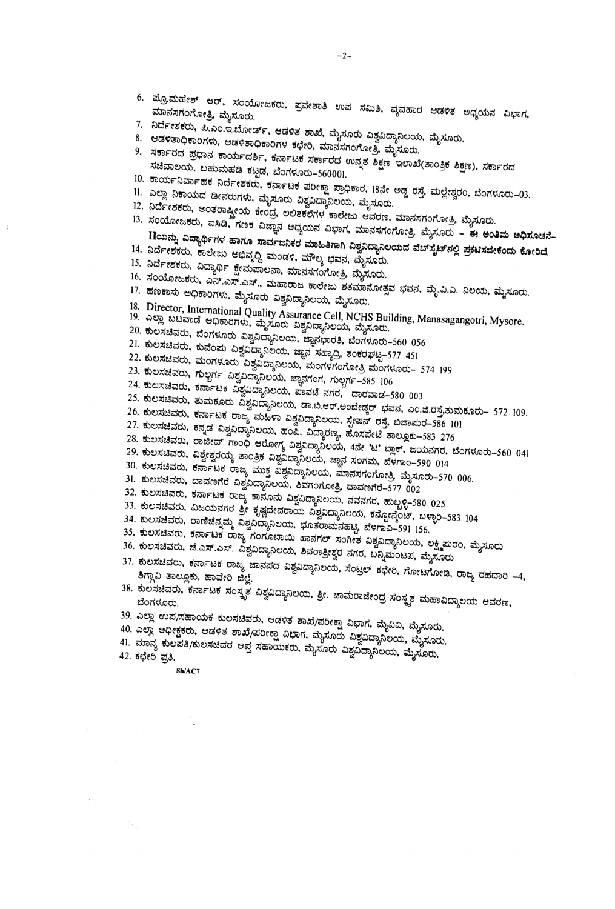6. ಪ್ರೊ.ಮಹೇಶ್ ಆರ್, ಸಂಯೋಜಕರು, ಪ್ರವೇಶಾತಿ ಉಪ ಸಮಿತಿ, ವ್ಯವಹಾರ ಆಡಳಿತ ಅಧ್ಯಯನ ವಿಭಾಗ, ಮಾನಸಗಂಗೋತ್ರಿ, ಮೈಸೂರು.
7. ನಿರ್ದೇಶಕರು, ಪಿ.ಎಂ.ಇ.ಬೋರ್ಡ್, ಆಡಳಿತ ಶಾಖೆ, ಮೈಸೂರು ವಿಶ್ವವಿದ್ಯಾನಿಲಯ, ಮೈಸೂರು.
8. ಆಡಳಿತಾಧಿಕಾರಿಗಳು, ಆಡಳಿತಾಧಿಕಾರಿಗಳ ಕಛೇರಿ, ಮಾನಸಗಂಗೋತ್ರಿ, ಮೈಸೂರು.
9. ಸರ್ಕಾರದ ಪ್ರಧಾನ ಕಾರ್ಯದರ್ಶಿ, ಕರ್ನಾಟಕ ಸರ್ಕಾರದ ಉನ್ನತ ಶಿಕ್ಷಣ ಇಲಾಖೆ(ತಾಂತ್ರಿಕ ಶಿಕ್ಷಣ), ಸರ್ಕಾರದ ಸಚಿವಾಲಯ, ಬಹುಮಹಡಿ ಕಟ್ಟಡ, ಬೆಂಗಳೂರು-560001.
10. ಕಾರ್ಯನಿರ್ವಾಹಕ ನಿರ್ದೇಶಕರು, ಕರ್ನಾಟಕ ಪರೀಕ್ಷಾ ಪ್ರಾಧಿಕಾರ, 18ನೇ ಅಡ್ಡ ರಸ್ತೆ, ಮಲ್ಲೇಶ್ವರಂ, ಬೆಂಗಳೂರು-03.
11. ಎಲ್ಲಾ ನಿಕಾಯದ ಡೀನರುಗಳು, ಮೈಸೂರು ವಿಶ್ವವಿದ್ಯಾನಿಲಯ, ಮೈಸೂರು.
12. ನಿರ್ದೇಶಕರು, ಅಂತರಾಷ್ಟ್ರೀಯ ಕೇಂದ್ರ, ಲಲಿತಕಲೆಗಳ ಕಾಲೇಜು ಆವರಣ, ಮಾನಸಗಂಗೋತ್ರಿ, ಮೈಸೂರು.
13. ಸಂಯೋಜಕರು, ಏಸಿಡಿ, ಗಣಕ ವಿಜ್ಞಾನ ಅಧ್ಯಯನ ವಿಭಾಗ, ಮಾನಸಗಂಗೋತ್ರಿ, ಮೈಸೂರು - **ಈ ಅಂತಿಮ ಅಧಿಸೂಚನೆ-IIಯನ್ನು ವಿದ್ಯಾರ್ಥಿಗಳ ಹಾಗೂ ಸಾರ್ವಜನಿಕರ ಮಾಹಿತಿಗಾಗಿ ವಿಶ್ವವಿದ್ಯಾನಿಲಯದ ವೆಬ್‌ಸೈಟ್‌ನಲ್ಲಿ ಪ್ರಕಟಿಸಬೇಕೆಂದು ಕೋರಿದೆ.**
14. ನಿರ್ದೇಶಕರು, ಕಾಲೇಜು ಅಭಿವೃದ್ಧಿ ಮಂಡಳಿ, ಮೌಲ್ಯ ಭವನ, ಮೈಸೂರು.
15. ನಿರ್ದೇಶಕರು, ವಿದ್ಯಾರ್ಥಿ ಕ್ಷೇಮಪಾಲನಾ, ಮಾನಸಗಂಗೋತ್ರಿ, ಮೈಸೂರು.
16. ಸಂಯೋಜಕರು, ಎನ್.ಎಸ್.ಎಸ್., ಮಹಾರಾಜ ಕಾಲೇಜು ಶತಮಾನೋತ್ಸವ ಭವನ, ಮೈ.ವಿ.ವಿ. ನಿಲಯ, ಮೈಸೂರು.
17. ಹಣಕಾಸು ಅಧಿಕಾರಿಗಳು, ಮೈಸೂರು ವಿಶ್ವವಿದ್ಯಾನಿಲಯ, ಮೈಸೂರು.
18. Director, International Quality Assurance Cell, NCHS Building, Manasagangotri, Mysore.
19. ಎಲ್ಲಾ ಬಟವಾಡೆ ಅಧಿಕಾರಿಗಳು, ಮೈಸೂರು ವಿಶ್ವವಿದ್ಯಾನಿಲಯ, ಮೈಸೂರು.
20. ಕುಲಸಚಿವರು, ಬೆಂಗಳೂರು ವಿಶ್ವವಿದ್ಯಾನಿಲಯ, ಜ್ಞಾನಭಾರತಿ, ಬೆಂಗಳೂರು-560 056
21. ಕುಲಸಚಿವರು, ಕುವೆಂಪು ವಿಶ್ವವಿದ್ಯಾನಿಲಯ, ಜ್ಞಾನ ಸಹ್ಯಾದ್ರಿ, ಶಂಕರಘಟ್ಟ-577 451
22. ಕುಲಸಚಿವರು, ಮಂಗಳೂರು ವಿಶ್ವವಿದ್ಯಾನಿಲಯ, ಮಂಗಳಗಂಗೋತ್ರಿ ಮಂಗಳೂರು- 574 199
23. ಕುಲಸಚಿವರು, ಗುಲ್ಬರ್ಗ ವಿಶ್ವವಿದ್ಯಾನಿಲಯ, ಜ್ಞಾನಗಂಗ, ಗುಲ್ಬರ್ಗ-585 106
24. ಕುಲಸಚಿವರು, ಕರ್ನಾಟಕ ವಿಶ್ವವಿದ್ಯಾನಿಲಯ, ಪಾವಟೆ ನಗರ, ದಾರವಾಡ-580 003
25. ಕುಲಸಚಿವರು, ತುಮಕೂರು ವಿಶ್ವವಿದ್ಯಾನಿಲಯ, ಡಾ.ಬಿ.ಆರ್.ಅಂಬೇಡ್ಕರ್ ಭವನ, ಎಂ.ಜಿ.ರಸ್ತೆ,ತುಮಕೂರು- 572 109.
26. ಕುಲಸಚಿವರು, ಕರ್ನಾಟಕ ರಾಜ್ಯ ಮಹಿಳಾ ವಿಶ್ವವಿದ್ಯಾನಿಲಯ, ಸ್ಟೇಷನ್ ರಸ್ತೆ, ಬಿಜಾಪುರ-586 101
27. ಕುಲಸಚಿವರು, ಕನ್ನಡ ವಿಶ್ವವಿದ್ಯಾನಿಲಯ, ಹಂಪಿ, ವಿದ್ಯಾರಣ್ಯ, ಹೊಸಪೇಟೆ ತಾಲ್ಲೂಕು-583 276
28. ಕುಲಸಚಿವರು, ರಾಜೀವ್ ಗಾಂಧಿ ಆರೋಗ್ಯ ವಿಶ್ವವಿದ್ಯಾನಿಲಯ, 4ನೇ 'ಟಿ' ಬ್ಲಾಕ್, ಜಯನಗರ, ಬೆಂಗಳೂರು-560 041
29. ಕುಲಸಚಿವರು, ವಿಶ್ವೇಶ್ವರಯ್ಯ ತಾಂತ್ರಿಕ ವಿಶ್ವವಿದ್ಯಾನಿಲಯ, ಜ್ಞಾನ ಸಂಗಮ, ಬೆಳಗಾಂ-590 014
30. ಕುಲಸಚಿವರು, ಕರ್ನಾಟಕ ರಾಜ್ಯ ಮುಕ್ತ ವಿಶ್ವವಿದ್ಯಾನಿಲಯ, ಮಾನಸಗಂಗೋತ್ರಿ, ಮೈಸೂರು-570 006.
31. ಕುಲಸಚಿವರು, ದಾವಣಗೆರೆ ವಿಶ್ವವಿದ್ಯಾನಿಲಯ, ಶಿವಗಂಗೋತ್ರಿ, ದಾವಣಗೆರೆ-577 002
32. ಕುಲಸಚಿವರು, ಕರ್ನಾಟಕ ರಾಜ್ಯ ಕಾನೂನು ವಿಶ್ವವಿದ್ಯಾನಿಲಯ, ನವನಗರ, ಹುಬ್ಬಳ್ಳಿ-580 025
33. ಕುಲಸಚಿವರು, ವಿಜಯನಗರ ಶ್ರೀ ಕೃಷ್ಣದೇವರಾಯ ವಿಶ್ವವಿದ್ಯಾನಿಲಯ, ಕಂಟೋನ್ಮೆಂಟ್, ಬಳ್ಳಾರಿ-583 104
34. ಕುಲಸಚಿವರು, ರಾಣಿಚೆನ್ನಮ್ಮ ವಿಶ್ವವಿದ್ಯಾನಿಲಯ, ಭೂತರಾಮನಹಟ್ಟಿ, ಬೆಳಗಾವಿ-591 156.
35. ಕುಲಸಚಿವರು, ಕರ್ನಾಟಕ ರಾಜ್ಯ ಗಂಗೂಬಾಯಿ ಹಾನಗಲ್ ಸಂಗೀತ ವಿಶ್ವವಿದ್ಯಾನಿಲಯ, ಲಕ್ಷ್ಮಿಪುರಂ, ಮೈಸೂರು
36. ಕುಲಸಚಿವರು, ಜೆ.ಎಸ್.ಎಸ್. ವಿಶ್ವವಿದ್ಯಾನಿಲಯ, ಶಿವರಾತ್ರೀಶ್ವರ ನಗರ, ಬನ್ನಿಮಂಟಪ, ಮೈಸೂರು
37. ಕುಲಸಚಿವರು, ಕರ್ನಾಟಕ ರಾಜ್ಯ ಜಾನಪದ ವಿಶ್ವವಿದ್ಯಾನಿಲಯ, ಸೆಂಟ್ರಲ್ ಕಛೇರಿ, ಗೋಟಗೋಡಿ, ರಾಜ್ಯ ರಹದಾರಿ -4, ಶಿಗ್ಗಾವಿ ತಾಲ್ಲೂಕು, ಹಾವೇರಿ ಜಿಲ್ಲೆ.
38. ಕುಲಸಚಿವರು, ಕರ್ನಾಟಕ ಸಂಸ್ಕೃತ ವಿಶ್ವವಿದ್ಯಾನಿಲಯ, ಶ್ರೀ. ಚಾಮರಾಜೇಂದ್ರ ಸಂಸ್ಕೃತ ಮಹಾವಿದ್ಯಾಲಯ ಆವರಣ, ಬೆಂಗಳೂರು.
39. ಎಲ್ಲಾ ಉಪ/ಸಹಾಯಕ ಕುಲಸಚಿವರು, ಆಡಳಿತ ಶಾಖೆ/ಪರೀಕ್ಷಾ ವಿಭಾಗ, ಮೈವಿವಿ, ಮೈಸೂರು.
40. ಎಲ್ಲಾ ಅಧೀಕ್ಷಕರು, ಆಡಳಿತ ಶಾಖೆ/ಪರೀಕ್ಷಾ ವಿಭಾಗ, ಮೈಸೂರು ವಿಶ್ವವಿದ್ಯಾನಿಲಯ, ಮೈಸೂರು.
41. ಮಾನ್ಯ ಕುಲಪತಿ/ಕುಲಸಚಿವರ ಆಪ್ತ ಸಹಾಯಕರು, ಮೈಸೂರು ವಿಶ್ವವಿದ್ಯಾನಿಲಯ, ಮೈಸೂರು.
42. ಕಛೇರಿ ಪ್ರತಿ.

Sh/AC7